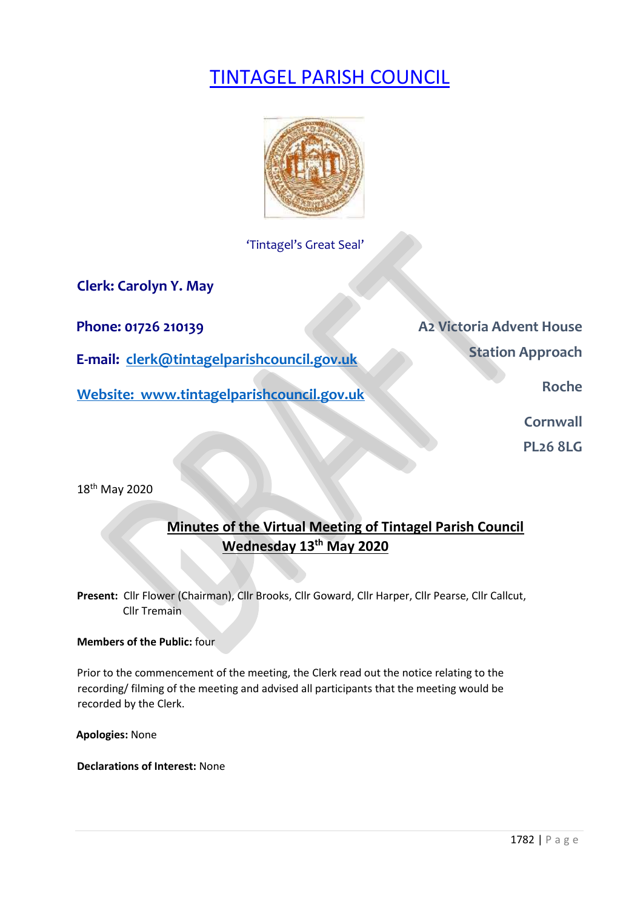# TINTAGEL PARISH COUNCIL

'Tintagel's Great Seal'

**Clerk: Carolyn Y. May**

**Phone: 01726 210139**

**E-mail: clerk@tintagelparishcouncil.gov.uk**

**Website: www.tintagelparishcouncil.gov.uk**

**A2 Victoria Advent House**
**Station Approach**
**Roche**
**Cornwall**
**PL26 8LG**

18th May 2020

## Minutes of the Virtual Meeting of Tintagel Parish Council Wednesday 13th May 2020

**Present:** Cllr Flower (Chairman), Cllr Brooks, Cllr Goward, Cllr Harper, Cllr Pearse, Cllr Callcut, Cllr Tremain

**Members of the Public:** four

Prior to the commencement of the meeting, the Clerk read out the notice relating to the recording/ filming of the meeting and advised all participants that the meeting would be recorded by the Clerk.

**Apologies:** None

**Declarations of Interest:** None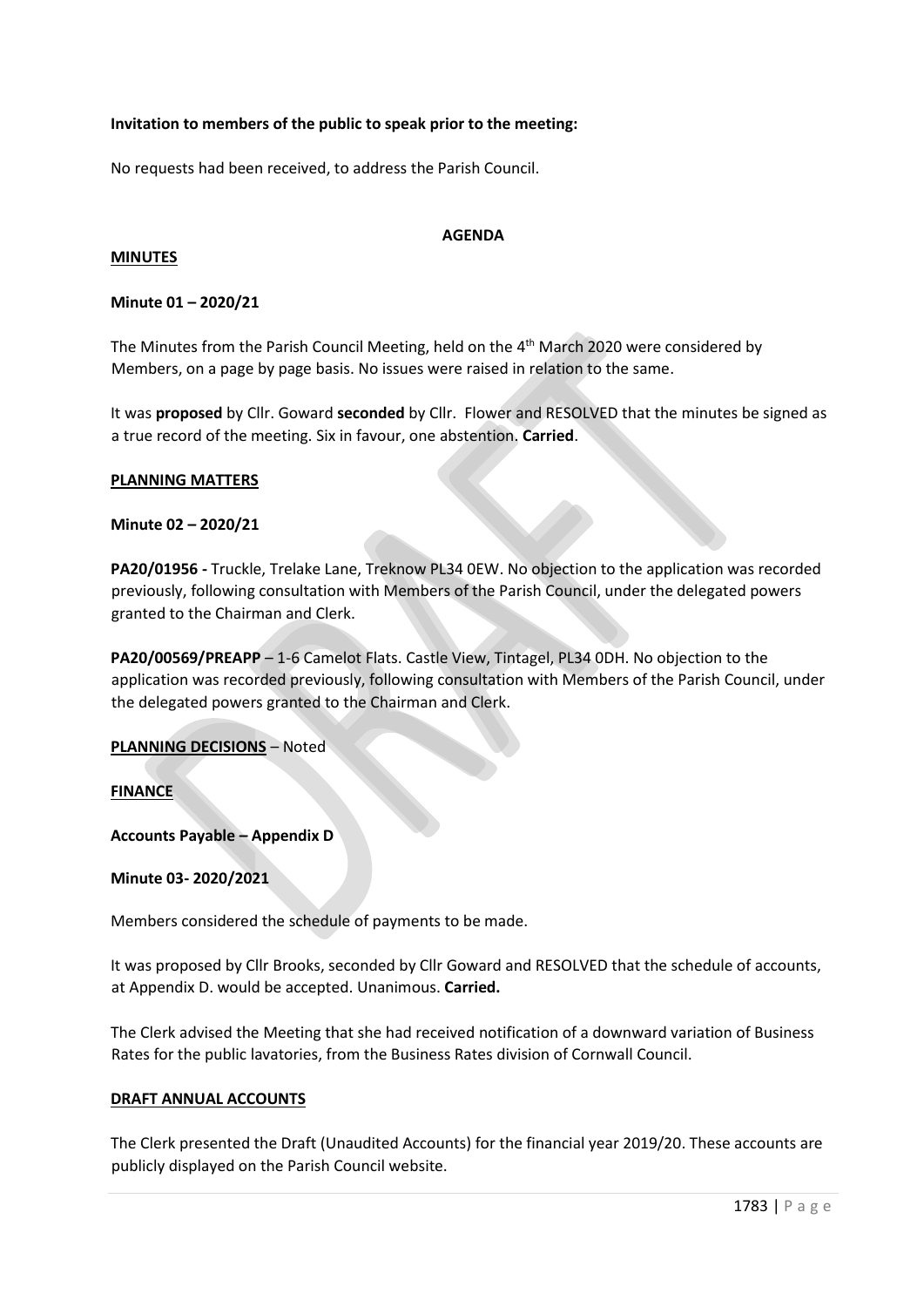**Invitation to members of the public to speak prior to the meeting:**

No requests had been received, to address the Parish Council.

**AGENDA**

**MINUTES**

**Minute 01 – 2020/21**

The Minutes from the Parish Council Meeting, held on the 4th March 2020 were considered by Members, on a page by page basis. No issues were raised in relation to the same.

It was **proposed** by Cllr. Goward **seconded** by Cllr. Flower and RESOLVED that the minutes be signed as a true record of the meeting. Six in favour, one abstention. **Carried**.

**PLANNING MATTERS**

**Minute 02 – 2020/21**

**PA20/01956 -** Truckle, Trelake Lane, Treknow PL34 0EW. No objection to the application was recorded previously, following consultation with Members of the Parish Council, under the delegated powers granted to the Chairman and Clerk.

**PA20/00569/PREAPP** – 1-6 Camelot Flats. Castle View, Tintagel, PL34 0DH. No objection to the application was recorded previously, following consultation with Members of the Parish Council, under the delegated powers granted to the Chairman and Clerk.

**PLANNING DECISIONS** – Noted

**FINANCE**

**Accounts Payable – Appendix D**

**Minute 03- 2020/2021**

Members considered the schedule of payments to be made.

It was proposed by Cllr Brooks, seconded by Cllr Goward and RESOLVED that the schedule of accounts, at Appendix D. would be accepted. Unanimous. **Carried.**

The Clerk advised the Meeting that she had received notification of a downward variation of Business Rates for the public lavatories, from the Business Rates division of Cornwall Council.

**DRAFT ANNUAL ACCOUNTS**

The Clerk presented the Draft (Unaudited Accounts) for the financial year 2019/20. These accounts are publicly displayed on the Parish Council website.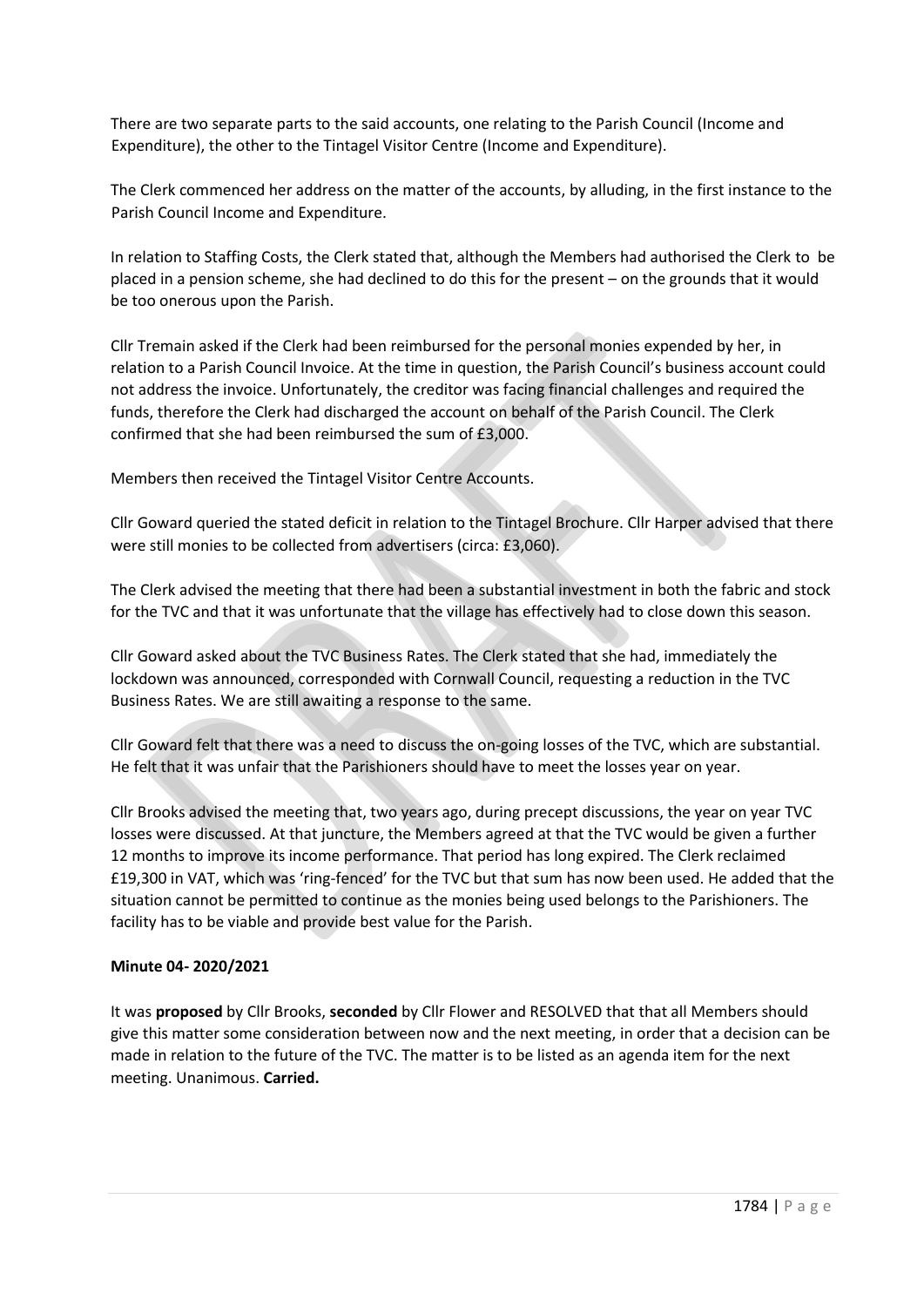There are two separate parts to the said accounts, one relating to the Parish Council (Income and Expenditure), the other to the Tintagel Visitor Centre (Income and Expenditure).

The Clerk commenced her address on the matter of the accounts, by alluding, in the first instance to the Parish Council Income and Expenditure.

In relation to Staffing Costs, the Clerk stated that, although the Members had authorised the Clerk to be placed in a pension scheme, she had declined to do this for the present – on the grounds that it would be too onerous upon the Parish.

Cllr Tremain asked if the Clerk had been reimbursed for the personal monies expended by her, in relation to a Parish Council Invoice. At the time in question, the Parish Council's business account could not address the invoice. Unfortunately, the creditor was facing financial challenges and required the funds, therefore the Clerk had discharged the account on behalf of the Parish Council. The Clerk confirmed that she had been reimbursed the sum of £3,000.

Members then received the Tintagel Visitor Centre Accounts.

Cllr Goward queried the stated deficit in relation to the Tintagel Brochure. Cllr Harper advised that there were still monies to be collected from advertisers (circa: £3,060).

The Clerk advised the meeting that there had been a substantial investment in both the fabric and stock for the TVC and that it was unfortunate that the village has effectively had to close down this season.

Cllr Goward asked about the TVC Business Rates. The Clerk stated that she had, immediately the lockdown was announced, corresponded with Cornwall Council, requesting a reduction in the TVC Business Rates. We are still awaiting a response to the same.

Cllr Goward felt that there was a need to discuss the on-going losses of the TVC, which are substantial. He felt that it was unfair that the Parishioners should have to meet the losses year on year.

Cllr Brooks advised the meeting that, two years ago, during precept discussions, the year on year TVC losses were discussed. At that juncture, the Members agreed at that the TVC would be given a further 12 months to improve its income performance. That period has long expired. The Clerk reclaimed £19,300 in VAT, which was 'ring-fenced' for the TVC but that sum has now been used. He added that the situation cannot be permitted to continue as the monies being used belongs to the Parishioners. The facility has to be viable and provide best value for the Parish.

**Minute 04- 2020/2021**

It was **proposed** by Cllr Brooks, **seconded** by Cllr Flower and RESOLVED that that all Members should give this matter some consideration between now and the next meeting, in order that a decision can be made in relation to the future of the TVC. The matter is to be listed as an agenda item for the next meeting. Unanimous. **Carried.**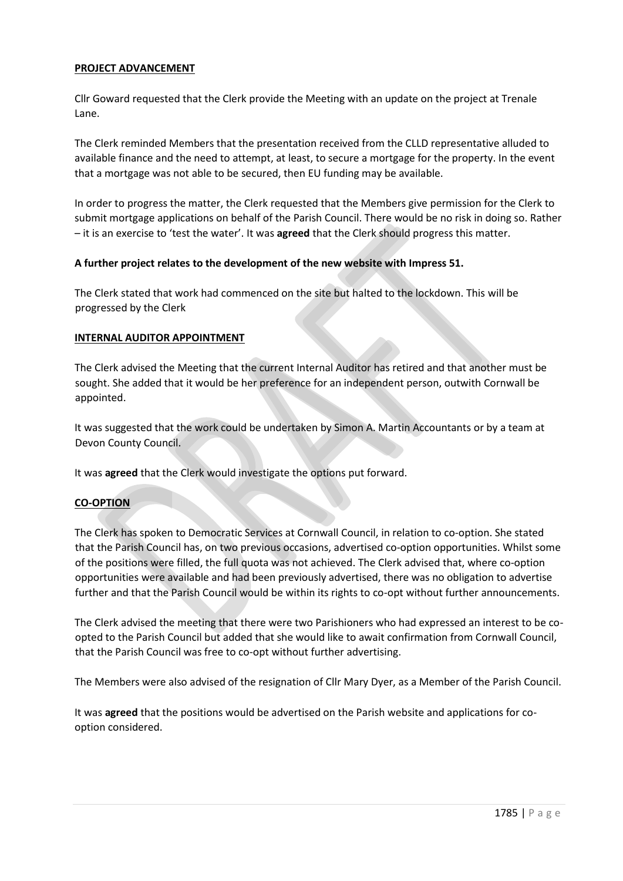**PROJECT ADVANCEMENT**

Cllr Goward requested that the Clerk provide the Meeting with an update on the project at Trenale Lane.

The Clerk reminded Members that the presentation received from the CLLD representative alluded to available finance and the need to attempt, at least, to secure a mortgage for the property. In the event that a mortgage was not able to be secured, then EU funding may be available.

In order to progress the matter, the Clerk requested that the Members give permission for the Clerk to submit mortgage applications on behalf of the Parish Council. There would be no risk in doing so. Rather – it is an exercise to 'test the water'. It was **agreed** that the Clerk should progress this matter.

**A further project relates to the development of the new website with Impress 51.**

The Clerk stated that work had commenced on the site but halted to the lockdown. This will be progressed by the Clerk

**INTERNAL AUDITOR APPOINTMENT**

The Clerk advised the Meeting that the current Internal Auditor has retired and that another must be sought. She added that it would be her preference for an independent person, outwith Cornwall be appointed.

It was suggested that the work could be undertaken by Simon A. Martin Accountants or by a team at Devon County Council.

It was **agreed** that the Clerk would investigate the options put forward.

**CO-OPTION**

The Clerk has spoken to Democratic Services at Cornwall Council, in relation to co-option. She stated that the Parish Council has, on two previous occasions, advertised co-option opportunities. Whilst some of the positions were filled, the full quota was not achieved. The Clerk advised that, where co-option opportunities were available and had been previously advertised, there was no obligation to advertise further and that the Parish Council would be within its rights to co-opt without further announcements.

The Clerk advised the meeting that there were two Parishioners who had expressed an interest to be co-opted to the Parish Council but added that she would like to await confirmation from Cornwall Council, that the Parish Council was free to co-opt without further advertising.

The Members were also advised of the resignation of Cllr Mary Dyer, as a Member of the Parish Council.

It was **agreed** that the positions would be advertised on the Parish website and applications for co-option considered.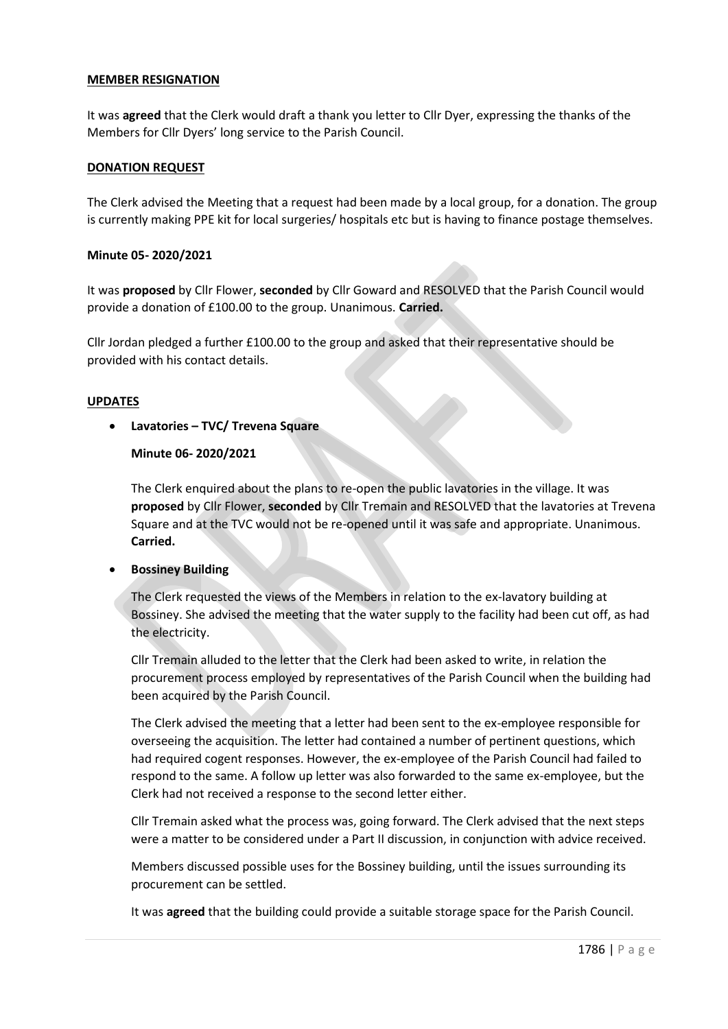**MEMBER RESIGNATION**

It was **agreed** that the Clerk would draft a thank you letter to Cllr Dyer, expressing the thanks of the Members for Cllr Dyers' long service to the Parish Council.

**DONATION REQUEST**

The Clerk advised the Meeting that a request had been made by a local group, for a donation. The group is currently making PPE kit for local surgeries/ hospitals etc but is having to finance postage themselves.

**Minute 05- 2020/2021**

It was **proposed** by Cllr Flower, **seconded** by Cllr Goward and RESOLVED that the Parish Council would provide a donation of £100.00 to the group. Unanimous. **Carried.**

Cllr Jordan pledged a further £100.00 to the group and asked that their representative should be provided with his contact details.

**UPDATES**

- **Lavatories – TVC/ Trevena Square**

  **Minute 06- 2020/2021**

  The Clerk enquired about the plans to re-open the public lavatories in the village. It was **proposed** by Cllr Flower, **seconded** by Cllr Tremain and RESOLVED that the lavatories at Trevena Square and at the TVC would not be re-opened until it was safe and appropriate. Unanimous. **Carried.**

- **Bossiney Building**

  The Clerk requested the views of the Members in relation to the ex-lavatory building at Bossiney. She advised the meeting that the water supply to the facility had been cut off, as had the electricity.

  Cllr Tremain alluded to the letter that the Clerk had been asked to write, in relation the procurement process employed by representatives of the Parish Council when the building had been acquired by the Parish Council.

  The Clerk advised the meeting that a letter had been sent to the ex-employee responsible for overseeing the acquisition. The letter had contained a number of pertinent questions, which had required cogent responses. However, the ex-employee of the Parish Council had failed to respond to the same. A follow up letter was also forwarded to the same ex-employee, but the Clerk had not received a response to the second letter either.

  Cllr Tremain asked what the process was, going forward. The Clerk advised that the next steps were a matter to be considered under a Part II discussion, in conjunction with advice received.

  Members discussed possible uses for the Bossiney building, until the issues surrounding its procurement can be settled.

  It was **agreed** that the building could provide a suitable storage space for the Parish Council.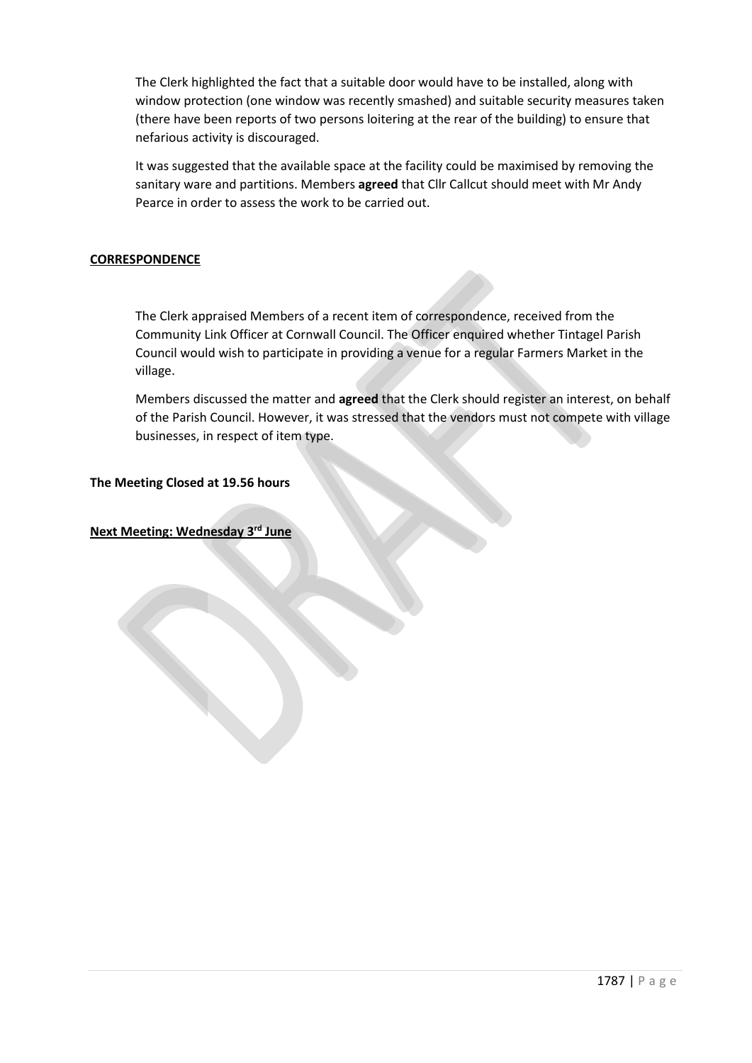The Clerk highlighted the fact that a suitable door would have to be installed, along with window protection (one window was recently smashed) and suitable security measures taken (there have been reports of two persons loitering at the rear of the building) to ensure that nefarious activity is discouraged.

It was suggested that the available space at the facility could be maximised by removing the sanitary ware and partitions. Members **agreed** that Cllr Callcut should meet with Mr Andy Pearce in order to assess the work to be carried out.

**CORRESPONDENCE**

The Clerk appraised Members of a recent item of correspondence, received from the Community Link Officer at Cornwall Council. The Officer enquired whether Tintagel Parish Council would wish to participate in providing a venue for a regular Farmers Market in the village.

Members discussed the matter and **agreed** that the Clerk should register an interest, on behalf of the Parish Council. However, it was stressed that the vendors must not compete with village businesses, in respect of item type.

**The Meeting Closed at 19.56 hours**

**Next Meeting: Wednesday 3rd June**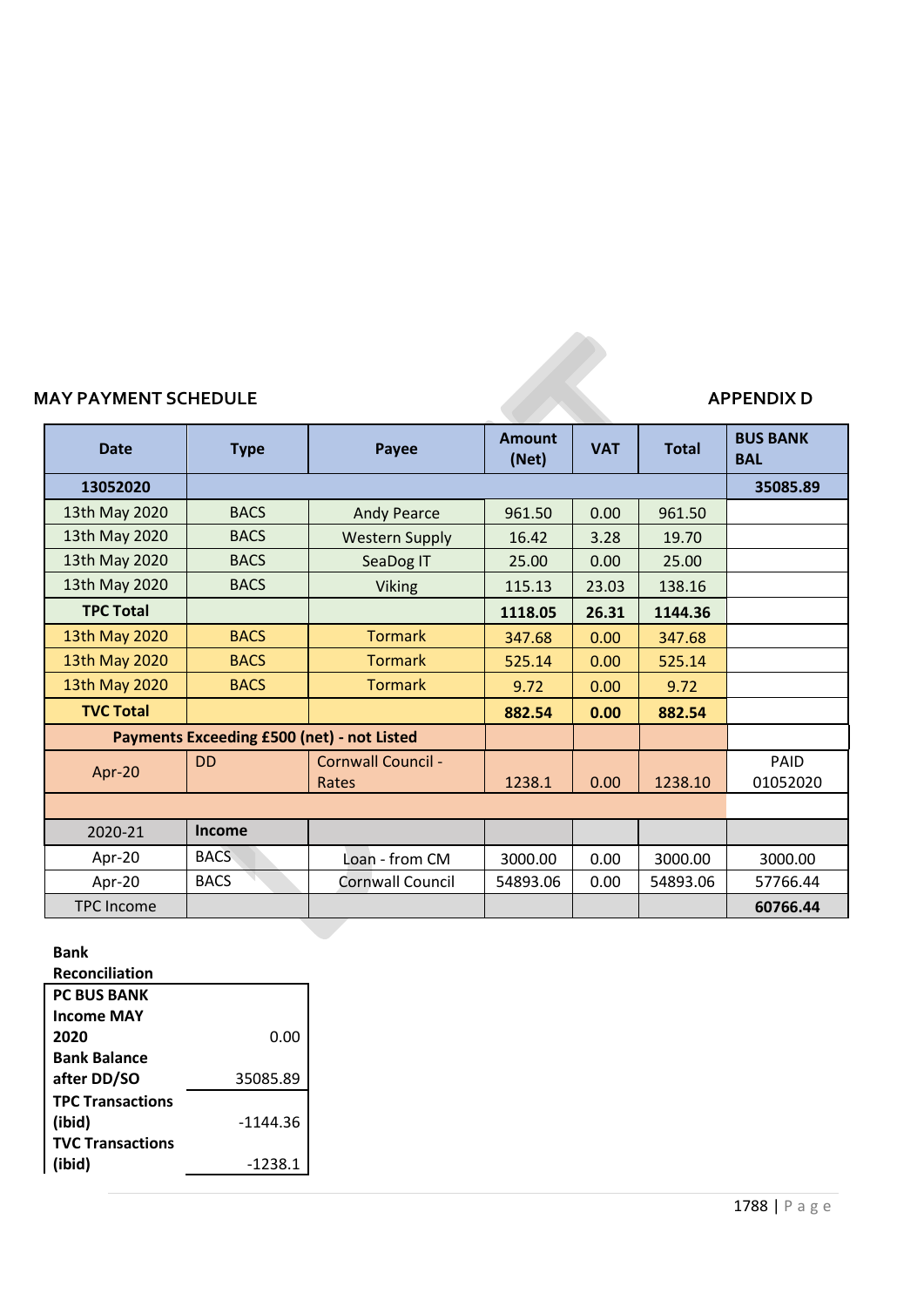**MAY PAYMENT SCHEDULE** **APPENDIX D**

| Date | Type | Payee | Amount (Net) | VAT | Total | BUS BANK BAL |
|---|---|---|---|---|---|---|
| **13052020** | | | | | | **35085.89** |
| 13th May 2020 | BACS | Andy Pearce | 961.50 | 0.00 | 961.50 | |
| 13th May 2020 | BACS | Western Supply | 16.42 | 3.28 | 19.70 | |
| 13th May 2020 | BACS | SeaDog IT | 25.00 | 0.00 | 25.00 | |
| 13th May 2020 | BACS | Viking | 115.13 | 23.03 | 138.16 | |
| **TPC Total** | | | **1118.05** | **26.31** | **1144.36** | |
| 13th May 2020 | BACS | Tormark | 347.68 | 0.00 | 347.68 | |
| 13th May 2020 | BACS | Tormark | 525.14 | 0.00 | 525.14 | |
| 13th May 2020 | BACS | Tormark | 9.72 | 0.00 | 9.72 | |
| **TVC Total** | | | **882.54** | **0.00** | **882.54** | |
| **Payments Exceeding £500 (net) - not Listed** | | | | | | |
| Apr-20 | DD | Cornwall Council - Rates | 1238.1 | 0.00 | 1238.10 | PAID 01052020 |
| | | | | | | |
| 2020-21 | **Income** | | | | | |
| Apr-20 | BACS | Loan - from CM | 3000.00 | 0.00 | 3000.00 | 3000.00 |
| Apr-20 | BACS | Cornwall Council | 54893.06 | 0.00 | 54893.06 | 57766.44 |
| TPC Income | | | | | | **60766.44** |

**Bank Reconciliation**

| | |
|---|---|
| **PC BUS BANK Income MAY 2020** | 0.00 |
| **Bank Balance after DD/SO** | 35085.89 |
| **TPC Transactions (ibid)** | -1144.36 |
| **TVC Transactions (ibid)** | -1238.1 |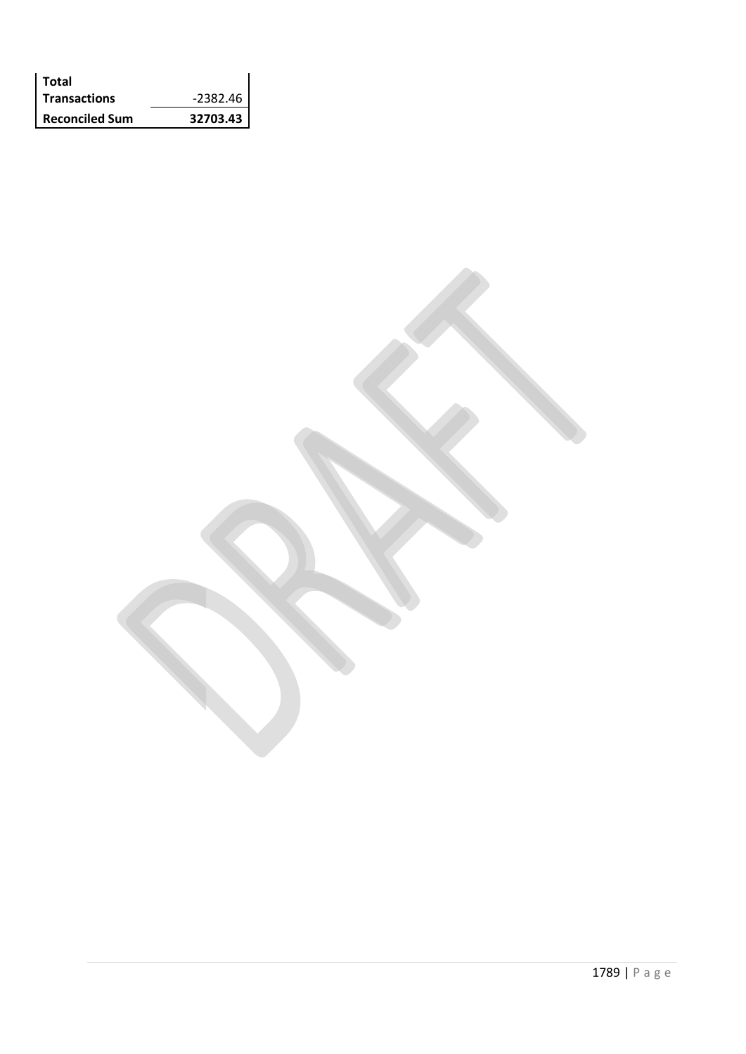| | |
|---|---|
| **Total Transactions** | -2382.46 |
| **Reconciled Sum** | **32703.43** |